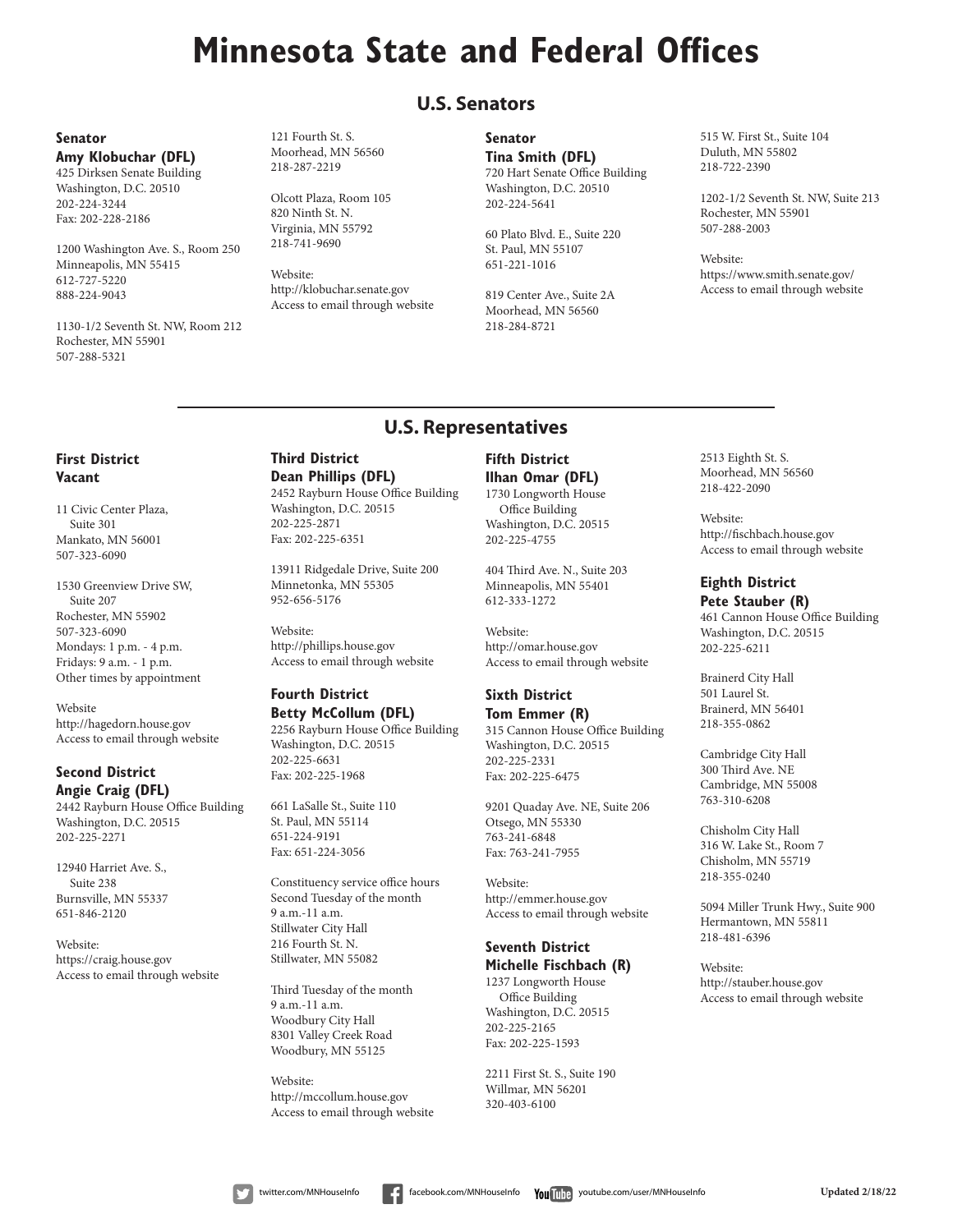# Minnesota State and Federal Offices

## U.S. Senators

### Senator
### Amy Klobuchar (DFL)

425 Dirksen Senate Building
Washington, D.C. 20510
202-224-3244
Fax: 202-228-2186

1200 Washington Ave. S., Room 250
Minneapolis, MN 55415
612-727-5220
888-224-9043

1130-1/2 Seventh St. NW, Room 212
Rochester, MN 55901
507-288-5321

121 Fourth St. S.
Moorhead, MN 56560
218-287-2219

Olcott Plaza, Room 105
820 Ninth St. N.
Virginia, MN 55792
218-741-9690

Website:
http://klobuchar.senate.gov
Access to email through website

### Senator
### Tina Smith (DFL)

720 Hart Senate Office Building
Washington, D.C. 20510
202-224-5641

60 Plato Blvd. E., Suite 220
St. Paul, MN 55107
651-221-1016

819 Center Ave., Suite 2A
Moorhead, MN 56560
218-284-8721

515 W. First St., Suite 104
Duluth, MN 55802
218-722-2390

1202-1/2 Seventh St. NW, Suite 213
Rochester, MN 55901
507-288-2003

Website:
https://www.smith.senate.gov/
Access to email through website

## U.S. Representatives

### First District
### Vacant

11 Civic Center Plaza,
Suite 301
Mankato, MN 56001
507-323-6090

1530 Greenview Drive SW,
Suite 207
Rochester, MN 55902
507-323-6090
Mondays: 1 p.m. - 4 p.m.
Fridays: 9 a.m. - 1 p.m.
Other times by appointment

Website
http://hagedorn.house.gov
Access to email through website

### Second District
### Angie Craig (DFL)

2442 Rayburn House Office Building
Washington, D.C. 20515
202-225-2271

12940 Harriet Ave. S.,
Suite 238
Burnsville, MN 55337
651-846-2120

Website:
https://craig.house.gov
Access to email through website

### Third District
### Dean Phillips (DFL)

2452 Rayburn House Office Building
Washington, D.C. 20515
202-225-2871
Fax: 202-225-6351

13911 Ridgedale Drive, Suite 200
Minnetonka, MN 55305
952-656-5176

Website:
http://phillips.house.gov
Access to email through website

### Fourth District
### Betty McCollum (DFL)

2256 Rayburn House Office Building
Washington, D.C. 20515
202-225-6631
Fax: 202-225-1968

661 LaSalle St., Suite 110
St. Paul, MN 55114
651-224-9191
Fax: 651-224-3056

Constituency service office hours
Second Tuesday of the month
9 a.m.-11 a.m.
Stillwater City Hall
216 Fourth St. N.
Stillwater, MN 55082

Third Tuesday of the month
9 a.m.-11 a.m.
Woodbury City Hall
8301 Valley Creek Road
Woodbury, MN 55125

Website:
http://mccollum.house.gov
Access to email through website

### Fifth District
### Ilhan Omar (DFL)

1730 Longworth House
Office Building
Washington, D.C. 20515
202-225-4755

404 Third Ave. N., Suite 203
Minneapolis, MN 55401
612-333-1272

Website:
http://omar.house.gov
Access to email through website

### Sixth District
### Tom Emmer (R)

315 Cannon House Office Building
Washington, D.C. 20515
202-225-2331
Fax: 202-225-6475

9201 Quaday Ave. NE, Suite 206
Otsego, MN 55330
763-241-6848
Fax: 763-241-7955

Website:
http://emmer.house.gov
Access to email through website

### Seventh District
### Michelle Fischbach (R)

1237 Longworth House
Office Building
Washington, D.C. 20515
202-225-2165
Fax: 202-225-1593

2211 First St. S., Suite 190
Willmar, MN 56201
320-403-6100

2513 Eighth St. S.
Moorhead, MN 56560
218-422-2090

Website:
http://fischbach.house.gov
Access to email through website

### Eighth District
### Pete Stauber (R)

461 Cannon House Office Building
Washington, D.C. 20515
202-225-6211

Brainerd City Hall
501 Laurel St.
Brainerd, MN 56401
218-355-0862

Cambridge City Hall
300 Third Ave. NE
Cambridge, MN 55008
763-310-6208

Chisholm City Hall
316 W. Lake St., Room 7
Chisholm, MN 55719
218-355-0240

5094 Miller Trunk Hwy., Suite 900
Hermantown, MN 55811
218-481-6396

Website:
http://stauber.house.gov
Access to email through website

twitter.com/MNHouseInfo   facebook.com/MNHouseInfo   youtube.com/user/MNHouseInfo

**Updated 2/18/22**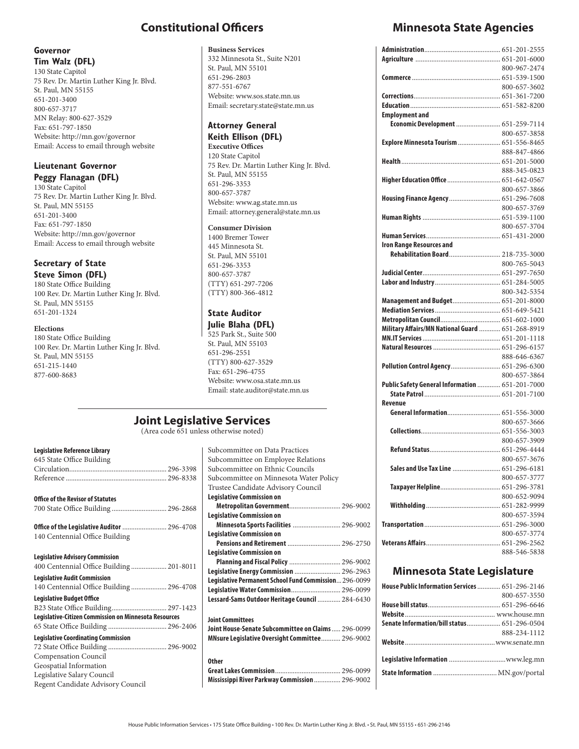## Constitutional Officers

### Governor
**Tim Walz (DFL)**
130 State Capitol
75 Rev. Dr. Martin Luther King Jr. Blvd.
St. Paul, MN 55155
651-201-3400
800-657-3717
MN Relay: 800-627-3529
Fax: 651-797-1850
Website: http://mn.gov/governor
Email: Access to email through website

### Lieutenant Governor
**Peggy Flanagan (DFL)**
130 State Capitol
75 Rev. Dr. Martin Luther King Jr. Blvd.
St. Paul, MN 55155
651-201-3400
Fax: 651-797-1850
Website: http://mn.gov/governor
Email: Access to email through website

### Secretary of State
**Steve Simon (DFL)**
180 State Office Building
100 Rev. Dr. Martin Luther King Jr. Blvd.
St. Paul, MN 55155
651-201-1324

**Elections**
180 State Office Building
100 Rev. Dr. Martin Luther King Jr. Blvd.
St. Paul, MN 55155
651-215-1440
877-600-8683

**Business Services**
332 Minnesota St., Suite N201
St. Paul, MN 55101
651-296-2803
877-551-6767
Website: www.sos.state.mn.us
Email: secretary.state@state.mn.us

### Attorney General
**Keith Ellison (DFL)**
**Executive Offices**
120 State Capitol
75 Rev. Dr. Martin Luther King Jr. Blvd.
St. Paul, MN 55155
651-296-3353
800-657-3787
Website: www.ag.state.mn.us
Email: attorney.general@state.mn.us

**Consumer Division**
1400 Bremer Tower
445 Minnesota St.
St. Paul, MN 55101
651-296-3353
800-657-3787
(TTY) 651-297-7206
(TTY) 800-366-4812

### State Auditor
**Julie Blaha (DFL)**
525 Park St., Suite 500
St. Paul, MN 55103
651-296-2551
(TTY) 800-627-3529
Fax: 651-296-4755
Website: www.osa.state.mn.us
Email: state.auditor@state.mn.us

## Joint Legislative Services
(Area code 651 unless otherwise noted)

**Legislative Reference Library**
645 State Office Building
Circulation.......296-3398
Reference.......296-8338

**Office of the Revisor of Statutes**
700 State Office Building.......296-2868

**Office of the Legislative Auditor**.......296-4708
140 Centennial Office Building

**Legislative Advisory Commission**
400 Centennial Office Building.......201-8011

**Legislative Audit Commission**
140 Centennial Office Building.......296-4708

**Legislative Budget Office**
B23 State Office Building.......297-1423

**Legislative-Citizen Commission on Minnesota Resources**
65 State Office Building.......296-2406

**Legislative Coordinating Commission**
72 State Office Building.......296-9002
Compensation Council
Geospatial Information
Legislative Salary Council
Regent Candidate Advisory Council
Subcommittee on Data Practices
Subcommittee on Employee Relations
Subcommittee on Ethnic Councils
Subcommittee on Minnesota Water Policy
Trustee Candidate Advisory Council

**Legislative Commission on Metropolitan Government**.......296-9002
**Legislative Commission on Minnesota Sports Facilities**.......296-9002
**Legislative Commission on Pensions and Retirement**.......296-2750
**Legislative Commission on Planning and Fiscal Policy**.......296-9002
**Legislative Energy Commission**.......296-2963
**Legislative Permanent School Fund Commission**.......296-0099
**Legislative Water Commission**.......296-0099
**Lessard-Sams Outdoor Heritage Council**.......284-6430

**Joint Committees**
**Joint House-Senate Subcommittee on Claims**.......296-0099
**MNsure Legislative Oversight Committee**.......296-9002

**Other**
**Great Lakes Commission**.......296-0099
**Mississippi River Parkway Commission**.......296-9002

## Minnesota State Agencies

**Administration**.......651-201-2555
**Agriculture**.......651-201-6000
800-967-2474
**Commerce**.......651-539-1500
800-657-3602
**Corrections**.......651-361-7200
**Education**.......651-582-8200
**Employment and Economic Development**.......651-259-7114
800-657-3858
**Explore Minnesota Tourism**.......651-556-8465
888-847-4866
**Health**.......651-201-5000
888-345-0823
**Higher Education Office**.......651-642-0567
800-657-3866
**Housing Finance Agency**.......651-296-7608
800-657-3769
**Human Rights**.......651-539-1100
800-657-3704
**Human Services**.......651-431-2000
**Iron Range Resources and Rehabilitation Board**.......218-735-3000
800-765-5043
**Judicial Center**.......651-297-7650
**Labor and Industry**.......651-284-5005
800-342-5354
**Management and Budget**.......651-201-8000
**Mediation Services**.......651-649-5421
**Metropolitan Council**.......651-602-1000
**Military Affairs/MN National Guard**.......651-268-8919
**MN.IT Services**.......651-201-1118
**Natural Resources**.......651-296-6157
888-646-6367
**Pollution Control Agency**.......651-296-6300
800-657-3864
**Public Safety General Information**.......651-201-7000
**State Patrol**.......651-201-7100
**Revenue**
**General Information**.......651-556-3000
800-657-3666
**Collections**.......651-556-3003
800-657-3909
**Refund Status**.......651-296-4444
800-657-3676
**Sales and Use Tax Line**.......651-296-6181
800-657-3777
**Taxpayer Helpline**.......651-296-3781
800-652-9094
**Withholding**.......651-282-9999
800-657-3594
**Transportation**.......651-296-3000
800-657-3774
**Veterans Affairs**.......651-296-2562
888-546-5838

## Minnesota State Legislature

**House Public Information Services**.......651-296-2146
800-657-3550
**House bill status**.......651-296-6646
**Website**.......www.house.mn
**Senate Information/bill status**.......651-296-0504
888-234-1112
**Website**.......www.senate.mn

**Legislative Information**.......www.leg.mn
**State Information**.......MN.gov/portal

House Public Information Services • 175 State Office Building • 100 Rev. Dr. Martin Luther King Jr. Blvd. • St. Paul, MN 55155 • 651-296-2146